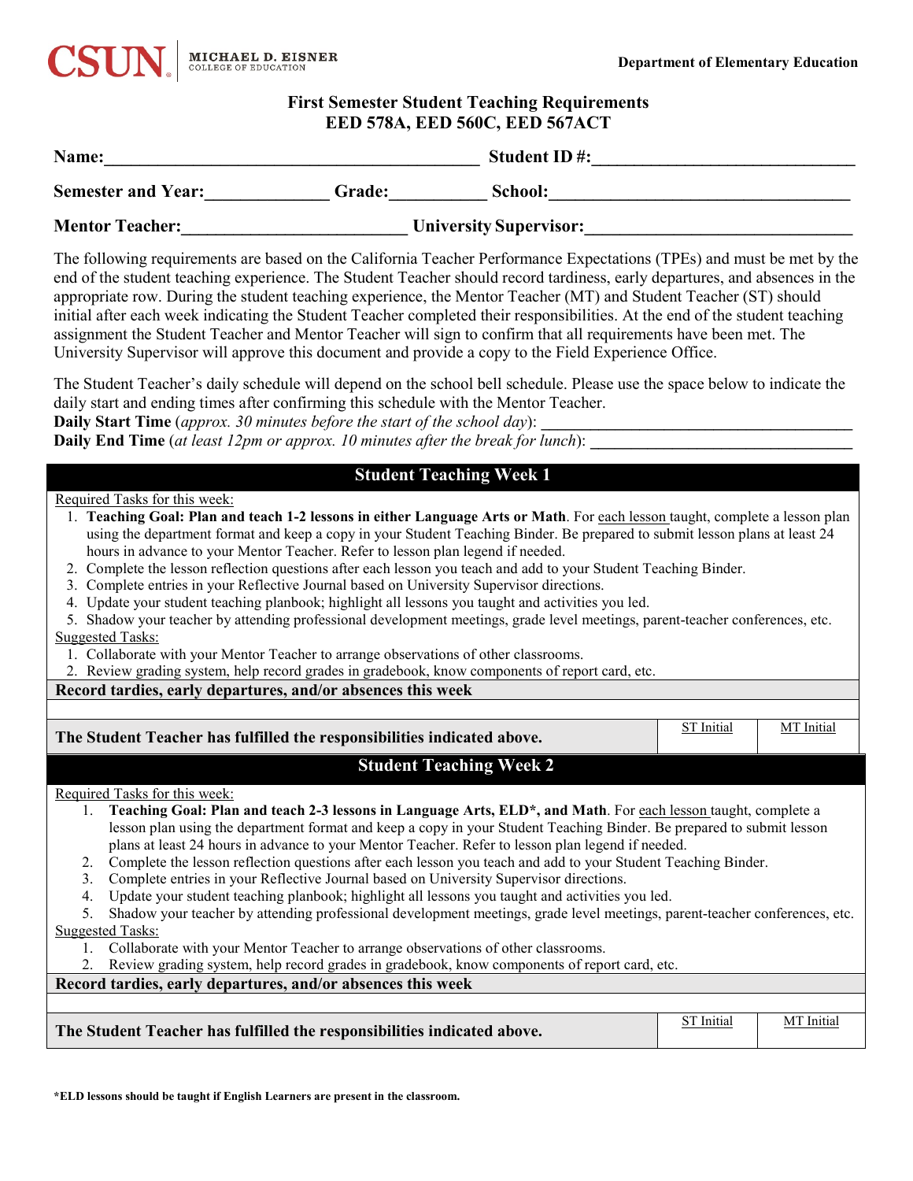**CSUN** | MICHAEL D. EISNER COLLEGE OF EDUCATION

**Department of Elementary Education**

# First Semester Student Teaching Requirements
## EED 578A, EED 560C, EED 567ACT

**Name:**_____________________________________________ **Student ID #:**______________________________

**Semester and Year:**______________ **Grade:**___________ **School:**__________________________________

**Mentor Teacher:**_________________________ **University Supervisor:**______________________________

The following requirements are based on the California Teacher Performance Expectations (TPEs) and must be met by the end of the student teaching experience. The Student Teacher should record tardiness, early departures, and absences in the appropriate row. During the student teaching experience, the Mentor Teacher (MT) and Student Teacher (ST) should initial after each week indicating the Student Teacher completed their responsibilities. At the end of the student teaching assignment the Student Teacher and Mentor Teacher will sign to confirm that all requirements have been met. The University Supervisor will approve this document and provide a copy to the Field Experience Office.

The Student Teacher's daily schedule will depend on the school bell schedule. Please use the space below to indicate the daily start and ending times after confirming this schedule with the Mentor Teacher.

**Daily Start Time** (*approx. 30 minutes before the start of the school day*): ______________________________________

**Daily End Time** (*at least 12pm or approx. 10 minutes after the break for lunch*): ________________________________

## Student Teaching Week 1

Required Tasks for this week:

1. **Teaching Goal: Plan and teach 1-2 lessons in either Language Arts or Math**. For each lesson taught, complete a lesson plan using the department format and keep a copy in your Student Teaching Binder. Be prepared to submit lesson plans at least 24 hours in advance to your Mentor Teacher. Refer to lesson plan legend if needed.
2. Complete the lesson reflection questions after each lesson you teach and add to your Student Teaching Binder.
3. Complete entries in your Reflective Journal based on University Supervisor directions.
4. Update your student teaching planbook; highlight all lessons you taught and activities you led.
5. Shadow your teacher by attending professional development meetings, grade level meetings, parent-teacher conferences, etc.

Suggested Tasks:

1. Collaborate with your Mentor Teacher to arrange observations of other classrooms.
2. Review grading system, help record grades in gradebook, know components of report card, etc.

| **Record tardies, early departures, and/or absences this week** | | |
|---|---|---|
| | | |
| **The Student Teacher has fulfilled the responsibilities indicated above.** | ST Initial | MT Initial |

## Student Teaching Week 2

Required Tasks for this week:

1. **Teaching Goal: Plan and teach 2-3 lessons in Language Arts, ELD\*, and Math**. For each lesson taught, complete a lesson plan using the department format and keep a copy in your Student Teaching Binder. Be prepared to submit lesson plans at least 24 hours in advance to your Mentor Teacher. Refer to lesson plan legend if needed.
2. Complete the lesson reflection questions after each lesson you teach and add to your Student Teaching Binder.
3. Complete entries in your Reflective Journal based on University Supervisor directions.
4. Update your student teaching planbook; highlight all lessons you taught and activities you led.
5. Shadow your teacher by attending professional development meetings, grade level meetings, parent-teacher conferences, etc.

Suggested Tasks:

1. Collaborate with your Mentor Teacher to arrange observations of other classrooms.
2. Review grading system, help record grades in gradebook, know components of report card, etc.

| **Record tardies, early departures, and/or absences this week** | | |
|---|---|---|
| | | |
| **The Student Teacher has fulfilled the responsibilities indicated above.** | ST Initial | MT Initial |

**\*ELD lessons should be taught if English Learners are present in the classroom.**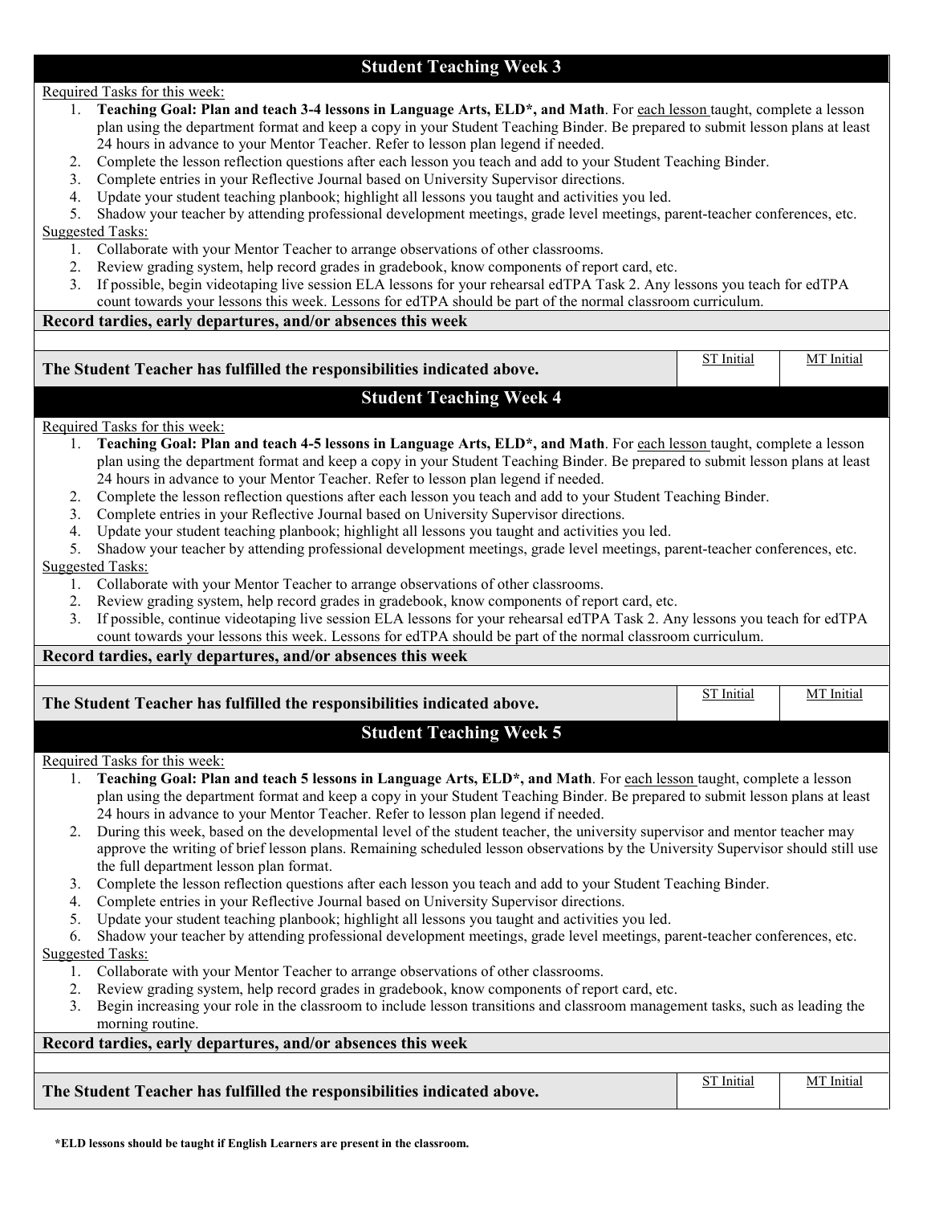## Student Teaching Week 3

Required Tasks for this week:

1. **Teaching Goal: Plan and teach 3-4 lessons in Language Arts, ELD*, and Math**. For each lesson taught, complete a lesson plan using the department format and keep a copy in your Student Teaching Binder. Be prepared to submit lesson plans at least 24 hours in advance to your Mentor Teacher. Refer to lesson plan legend if needed.
2. Complete the lesson reflection questions after each lesson you teach and add to your Student Teaching Binder.
3. Complete entries in your Reflective Journal based on University Supervisor directions.
4. Update your student teaching planbook; highlight all lessons you taught and activities you led.
5. Shadow your teacher by attending professional development meetings, grade level meetings, parent-teacher conferences, etc.

Suggested Tasks:

1. Collaborate with your Mentor Teacher to arrange observations of other classrooms.
2. Review grading system, help record grades in gradebook, know components of report card, etc.
3. If possible, begin videotaping live session ELA lessons for your rehearsal edTPA Task 2. Any lessons you teach for edTPA count towards your lessons this week. Lessons for edTPA should be part of the normal classroom curriculum.

**Record tardies, early departures, and/or absences this week**

| **The Student Teacher has fulfilled the responsibilities indicated above.** | ST Initial | MT Initial |
|---|---|---|

## Student Teaching Week 4

Required Tasks for this week:

1. **Teaching Goal: Plan and teach 4-5 lessons in Language Arts, ELD*, and Math**. For each lesson taught, complete a lesson plan using the department format and keep a copy in your Student Teaching Binder. Be prepared to submit lesson plans at least 24 hours in advance to your Mentor Teacher. Refer to lesson plan legend if needed.
2. Complete the lesson reflection questions after each lesson you teach and add to your Student Teaching Binder.
3. Complete entries in your Reflective Journal based on University Supervisor directions.
4. Update your student teaching planbook; highlight all lessons you taught and activities you led.
5. Shadow your teacher by attending professional development meetings, grade level meetings, parent-teacher conferences, etc.

Suggested Tasks:

1. Collaborate with your Mentor Teacher to arrange observations of other classrooms.
2. Review grading system, help record grades in gradebook, know components of report card, etc.
3. If possible, continue videotaping live session ELA lessons for your rehearsal edTPA Task 2. Any lessons you teach for edTPA count towards your lessons this week. Lessons for edTPA should be part of the normal classroom curriculum.

**Record tardies, early departures, and/or absences this week**

| **The Student Teacher has fulfilled the responsibilities indicated above.** | ST Initial | MT Initial |
|---|---|---|

## Student Teaching Week 5

Required Tasks for this week:

1. **Teaching Goal: Plan and teach 5 lessons in Language Arts, ELD*, and Math**. For each lesson taught, complete a lesson plan using the department format and keep a copy in your Student Teaching Binder. Be prepared to submit lesson plans at least 24 hours in advance to your Mentor Teacher. Refer to lesson plan legend if needed.
2. During this week, based on the developmental level of the student teacher, the university supervisor and mentor teacher may approve the writing of brief lesson plans. Remaining scheduled lesson observations by the University Supervisor should still use the full department lesson plan format.
3. Complete the lesson reflection questions after each lesson you teach and add to your Student Teaching Binder.
4. Complete entries in your Reflective Journal based on University Supervisor directions.
5. Update your student teaching planbook; highlight all lessons you taught and activities you led.
6. Shadow your teacher by attending professional development meetings, grade level meetings, parent-teacher conferences, etc.

Suggested Tasks:

1. Collaborate with your Mentor Teacher to arrange observations of other classrooms.
2. Review grading system, help record grades in gradebook, know components of report card, etc.
3. Begin increasing your role in the classroom to include lesson transitions and classroom management tasks, such as leading the morning routine.

**Record tardies, early departures, and/or absences this week**

| **The Student Teacher has fulfilled the responsibilities indicated above.** | ST Initial | MT Initial |
|---|---|---|

**\*ELD lessons should be taught if English Learners are present in the classroom.**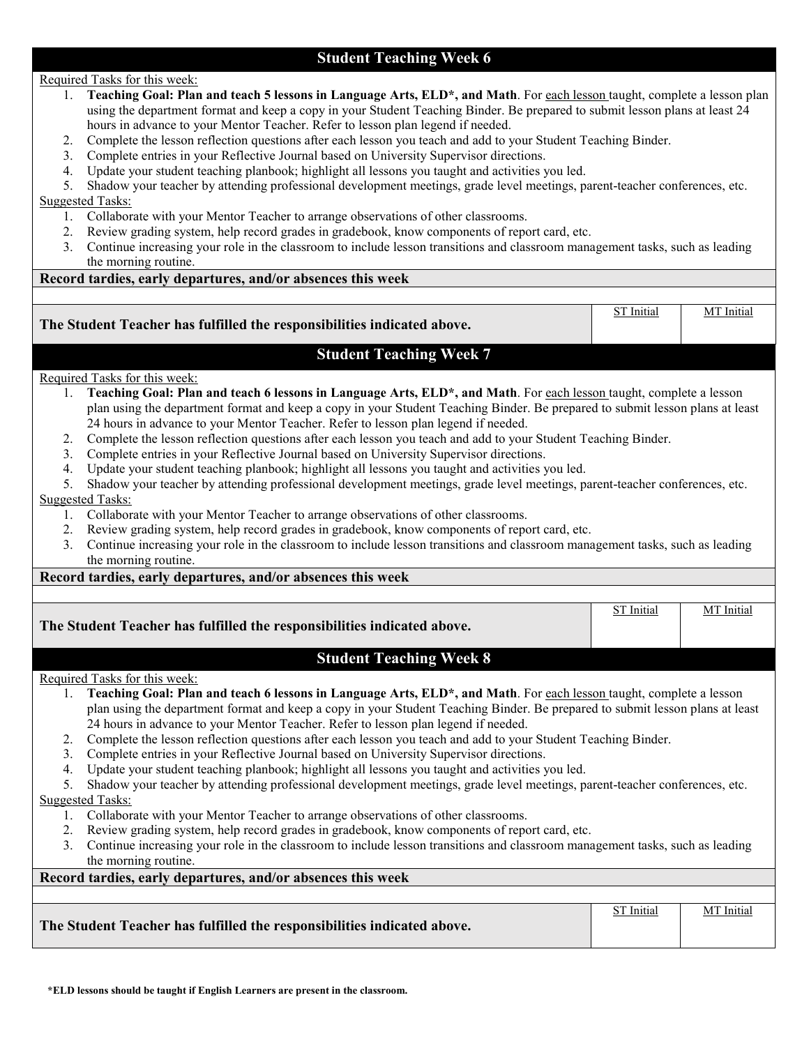## Student Teaching Week 6

Required Tasks for this week:

1. **Teaching Goal: Plan and teach 5 lessons in Language Arts, ELD*, and Math**. For each lesson taught, complete a lesson plan using the department format and keep a copy in your Student Teaching Binder. Be prepared to submit lesson plans at least 24 hours in advance to your Mentor Teacher. Refer to lesson plan legend if needed.
2. Complete the lesson reflection questions after each lesson you teach and add to your Student Teaching Binder.
3. Complete entries in your Reflective Journal based on University Supervisor directions.
4. Update your student teaching planbook; highlight all lessons you taught and activities you led.
5. Shadow your teacher by attending professional development meetings, grade level meetings, parent-teacher conferences, etc.

Suggested Tasks:

1. Collaborate with your Mentor Teacher to arrange observations of other classrooms.
2. Review grading system, help record grades in gradebook, know components of report card, etc.
3. Continue increasing your role in the classroom to include lesson transitions and classroom management tasks, such as leading the morning routine.

**Record tardies, early departures, and/or absences this week**

| **The Student Teacher has fulfilled the responsibilities indicated above.** | ST Initial | MT Initial |
|---|---|---|

## Student Teaching Week 7

Required Tasks for this week:

1. **Teaching Goal: Plan and teach 6 lessons in Language Arts, ELD*, and Math**. For each lesson taught, complete a lesson plan using the department format and keep a copy in your Student Teaching Binder. Be prepared to submit lesson plans at least 24 hours in advance to your Mentor Teacher. Refer to lesson plan legend if needed.
2. Complete the lesson reflection questions after each lesson you teach and add to your Student Teaching Binder.
3. Complete entries in your Reflective Journal based on University Supervisor directions.
4. Update your student teaching planbook; highlight all lessons you taught and activities you led.
5. Shadow your teacher by attending professional development meetings, grade level meetings, parent-teacher conferences, etc.

Suggested Tasks:

1. Collaborate with your Mentor Teacher to arrange observations of other classrooms.
2. Review grading system, help record grades in gradebook, know components of report card, etc.
3. Continue increasing your role in the classroom to include lesson transitions and classroom management tasks, such as leading the morning routine.

**Record tardies, early departures, and/or absences this week**

| **The Student Teacher has fulfilled the responsibilities indicated above.** | ST Initial | MT Initial |
|---|---|---|

## Student Teaching Week 8

Required Tasks for this week:

1. **Teaching Goal: Plan and teach 6 lessons in Language Arts, ELD*, and Math**. For each lesson taught, complete a lesson plan using the department format and keep a copy in your Student Teaching Binder. Be prepared to submit lesson plans at least 24 hours in advance to your Mentor Teacher. Refer to lesson plan legend if needed.
2. Complete the lesson reflection questions after each lesson you teach and add to your Student Teaching Binder.
3. Complete entries in your Reflective Journal based on University Supervisor directions.
4. Update your student teaching planbook; highlight all lessons you taught and activities you led.
5. Shadow your teacher by attending professional development meetings, grade level meetings, parent-teacher conferences, etc.

Suggested Tasks:

1. Collaborate with your Mentor Teacher to arrange observations of other classrooms.
2. Review grading system, help record grades in gradebook, know components of report card, etc.
3. Continue increasing your role in the classroom to include lesson transitions and classroom management tasks, such as leading the morning routine.

**Record tardies, early departures, and/or absences this week**

| **The Student Teacher has fulfilled the responsibilities indicated above.** | ST Initial | MT Initial |
|---|---|---|

**\*ELD lessons should be taught if English Learners are present in the classroom.**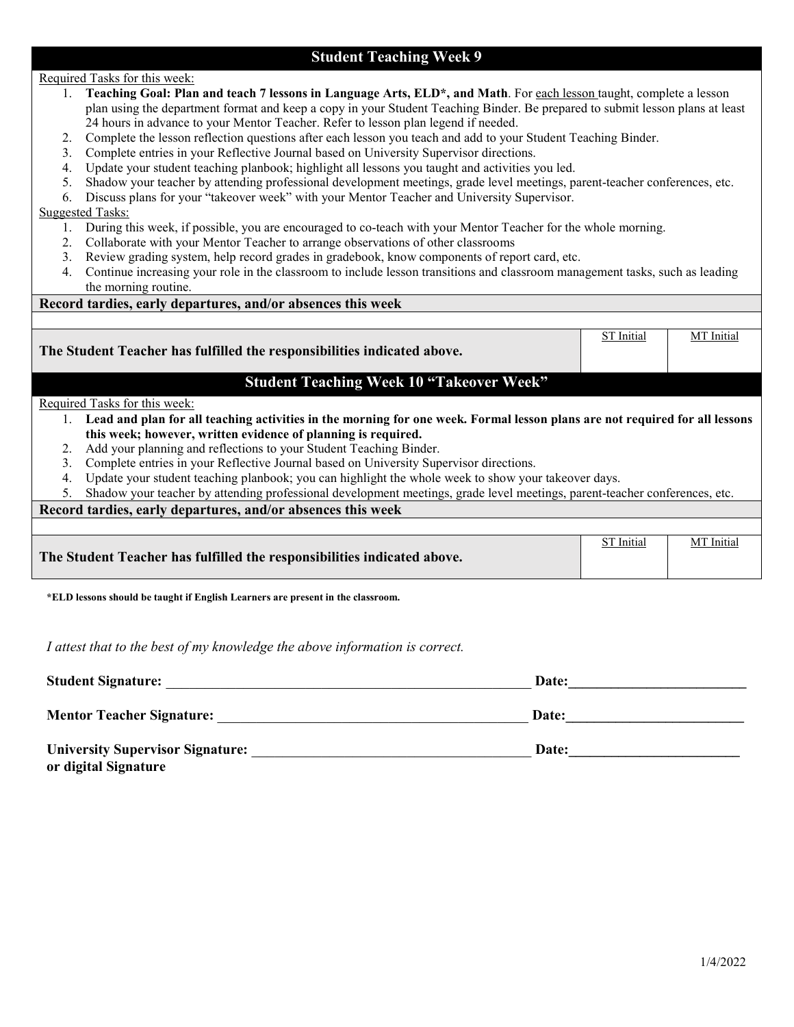## Student Teaching Week 9

Required Tasks for this week:

1. **Teaching Goal: Plan and teach 7 lessons in Language Arts, ELD*, and Math**. For each lesson taught, complete a lesson plan using the department format and keep a copy in your Student Teaching Binder. Be prepared to submit lesson plans at least 24 hours in advance to your Mentor Teacher. Refer to lesson plan legend if needed.
2. Complete the lesson reflection questions after each lesson you teach and add to your Student Teaching Binder.
3. Complete entries in your Reflective Journal based on University Supervisor directions.
4. Update your student teaching planbook; highlight all lessons you taught and activities you led.
5. Shadow your teacher by attending professional development meetings, grade level meetings, parent-teacher conferences, etc.
6. Discuss plans for your "takeover week" with your Mentor Teacher and University Supervisor.

Suggested Tasks:

1. During this week, if possible, you are encouraged to co-teach with your Mentor Teacher for the whole morning.
2. Collaborate with your Mentor Teacher to arrange observations of other classrooms
3. Review grading system, help record grades in gradebook, know components of report card, etc.
4. Continue increasing your role in the classroom to include lesson transitions and classroom management tasks, such as leading the morning routine.

**Record tardies, early departures, and/or absences this week**

| | | |
|---|---|---|
| **The Student Teacher has fulfilled the responsibilities indicated above.** | ST Initial | MT Initial |

## Student Teaching Week 10 "Takeover Week"

Required Tasks for this week:

1. **Lead and plan for all teaching activities in the morning for one week. Formal lesson plans are not required for all lessons this week; however, written evidence of planning is required.**
2. Add your planning and reflections to your Student Teaching Binder.
3. Complete entries in your Reflective Journal based on University Supervisor directions.
4. Update your student teaching planbook; you can highlight the whole week to show your takeover days.
5. Shadow your teacher by attending professional development meetings, grade level meetings, parent-teacher conferences, etc.

**Record tardies, early departures, and/or absences this week**

| | | |
|---|---|---|
| **The Student Teacher has fulfilled the responsibilities indicated above.** | ST Initial | MT Initial |

**\*ELD lessons should be taught if English Learners are present in the classroom.**

*I attest that to the best of my knowledge the above information is correct.*

**Student Signature:** ________________________________________ **Date:**____________________

**Mentor Teacher Signature:** ___________________________________ **Date:**____________________

**University Supervisor Signature:** ______________________________ **Date:**____________________
**or digital Signature**

1/4/2022